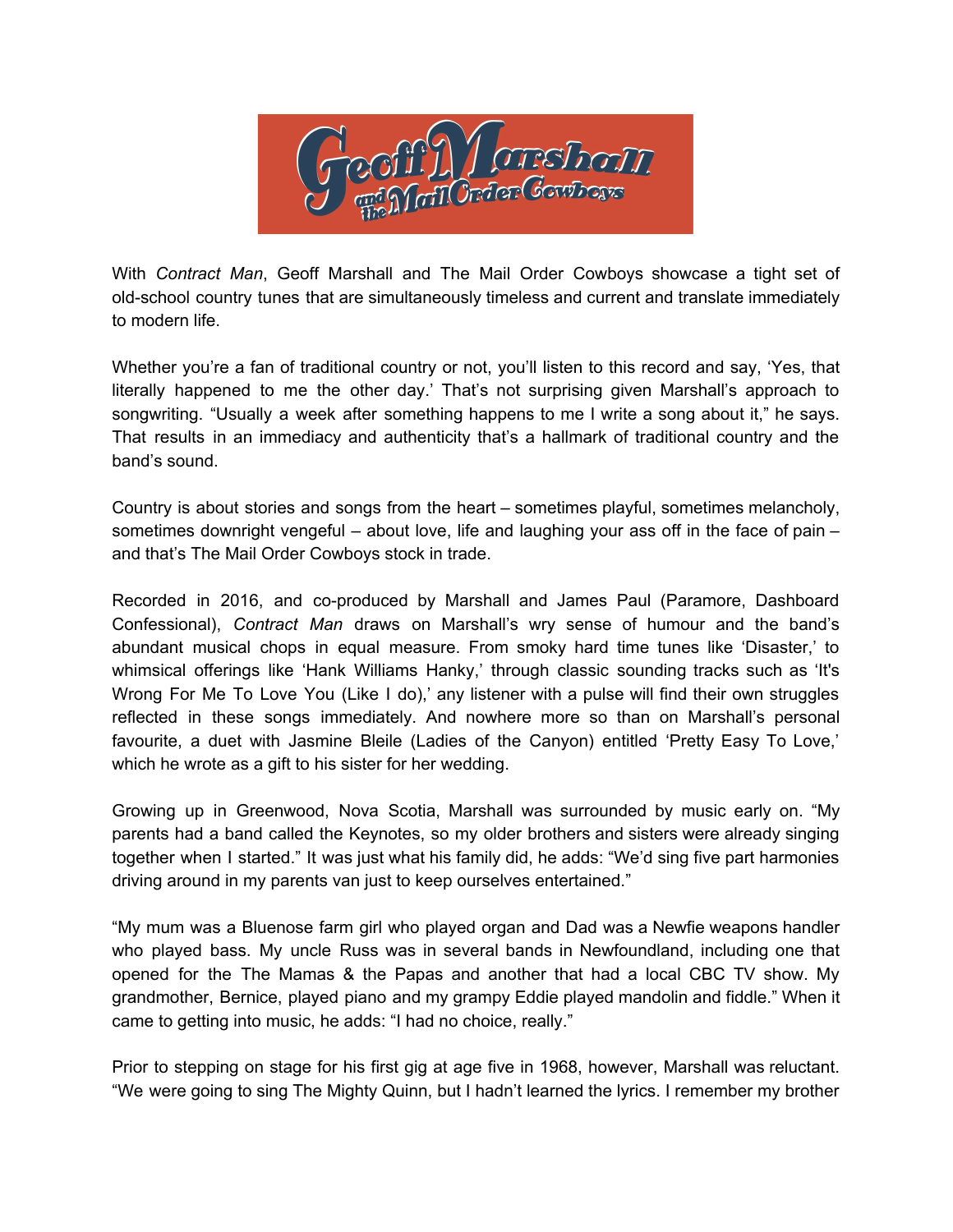# Geoff Marshall and the Mail Order Cowboys

With *Contract Man*, Geoff Marshall and The Mail Order Cowboys showcase a tight set of old-school country tunes that are simultaneously timeless and current and translate immediately to modern life.

Whether you're a fan of traditional country or not, you'll listen to this record and say, 'Yes, that literally happened to me the other day.' That's not surprising given Marshall's approach to songwriting. "Usually a week after something happens to me I write a song about it," he says. That results in an immediacy and authenticity that's a hallmark of traditional country and the band's sound.

Country is about stories and songs from the heart – sometimes playful, sometimes melancholy, sometimes downright vengeful – about love, life and laughing your ass off in the face of pain – and that's The Mail Order Cowboys stock in trade.

Recorded in 2016, and co-produced by Marshall and James Paul (Paramore, Dashboard Confessional), *Contract Man* draws on Marshall's wry sense of humour and the band's abundant musical chops in equal measure. From smoky hard time tunes like 'Disaster,' to whimsical offerings like 'Hank Williams Hanky,' through classic sounding tracks such as 'It's Wrong For Me To Love You (Like I do),' any listener with a pulse will find their own struggles reflected in these songs immediately. And nowhere more so than on Marshall's personal favourite, a duet with Jasmine Bleile (Ladies of the Canyon) entitled 'Pretty Easy To Love,' which he wrote as a gift to his sister for her wedding.

Growing up in Greenwood, Nova Scotia, Marshall was surrounded by music early on. "My parents had a band called the Keynotes, so my older brothers and sisters were already singing together when I started." It was just what his family did, he adds: "We'd sing five part harmonies driving around in my parents van just to keep ourselves entertained."

"My mum was a Bluenose farm girl who played organ and Dad was a Newfie weapons handler who played bass. My uncle Russ was in several bands in Newfoundland, including one that opened for the The Mamas & the Papas and another that had a local CBC TV show. My grandmother, Bernice, played piano and my grampy Eddie played mandolin and fiddle." When it came to getting into music, he adds: "I had no choice, really."

Prior to stepping on stage for his first gig at age five in 1968, however, Marshall was reluctant. "We were going to sing The Mighty Quinn, but I hadn't learned the lyrics. I remember my brother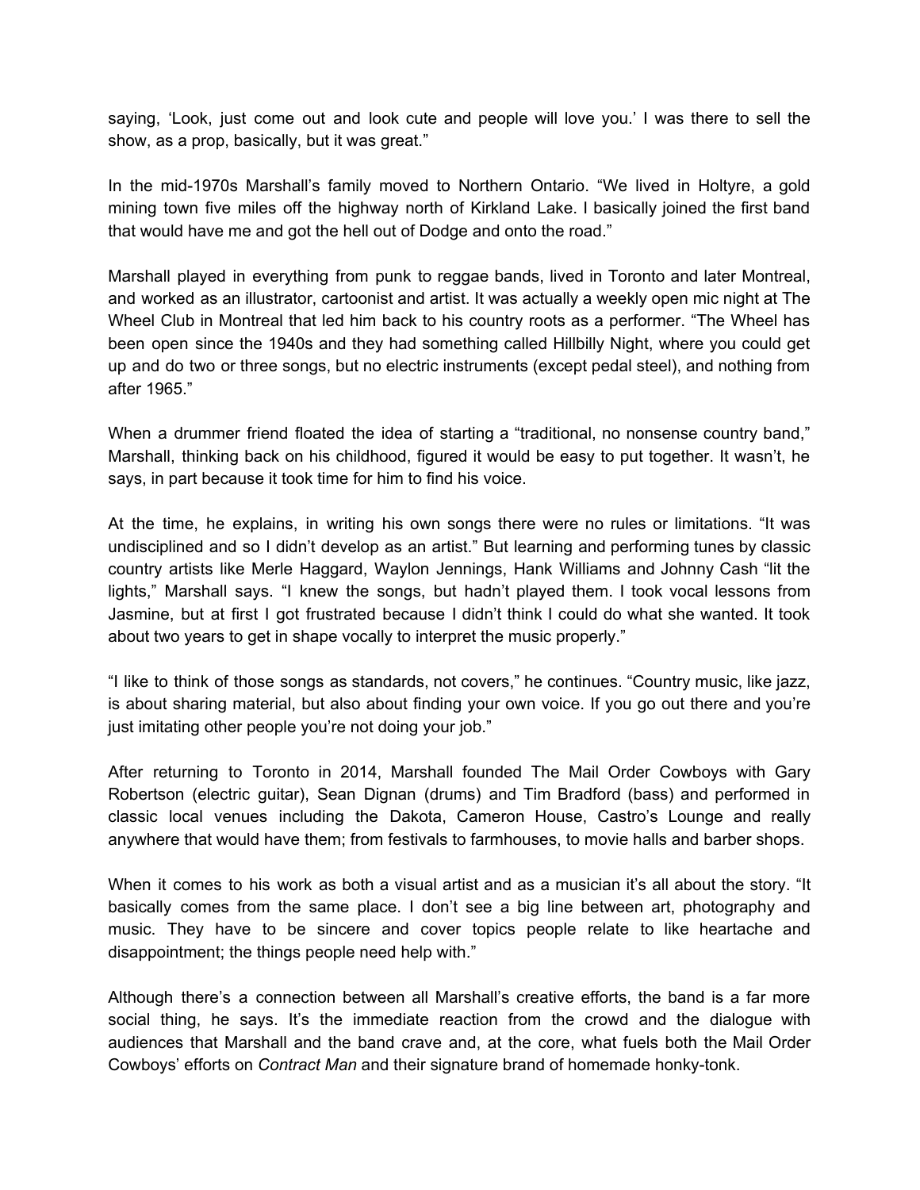saying, 'Look, just come out and look cute and people will love you.' I was there to sell the show, as a prop, basically, but it was great."

In the mid-1970s Marshall's family moved to Northern Ontario. "We lived in Holtyre, a gold mining town five miles off the highway north of Kirkland Lake. I basically joined the first band that would have me and got the hell out of Dodge and onto the road."

Marshall played in everything from punk to reggae bands, lived in Toronto and later Montreal, and worked as an illustrator, cartoonist and artist. It was actually a weekly open mic night at The Wheel Club in Montreal that led him back to his country roots as a performer. "The Wheel has been open since the 1940s and they had something called Hillbilly Night, where you could get up and do two or three songs, but no electric instruments (except pedal steel), and nothing from after 1965."

When a drummer friend floated the idea of starting a "traditional, no nonsense country band," Marshall, thinking back on his childhood, figured it would be easy to put together. It wasn't, he says, in part because it took time for him to find his voice.

At the time, he explains, in writing his own songs there were no rules or limitations. "It was undisciplined and so I didn't develop as an artist." But learning and performing tunes by classic country artists like Merle Haggard, Waylon Jennings, Hank Williams and Johnny Cash "lit the lights," Marshall says. "I knew the songs, but hadn't played them. I took vocal lessons from Jasmine, but at first I got frustrated because I didn't think I could do what she wanted. It took about two years to get in shape vocally to interpret the music properly."

"I like to think of those songs as standards, not covers," he continues. "Country music, like jazz, is about sharing material, but also about finding your own voice. If you go out there and you're just imitating other people you're not doing your job."

After returning to Toronto in 2014, Marshall founded The Mail Order Cowboys with Gary Robertson (electric guitar), Sean Dignan (drums) and Tim Bradford (bass) and performed in classic local venues including the Dakota, Cameron House, Castro's Lounge and really anywhere that would have them; from festivals to farmhouses, to movie halls and barber shops.

When it comes to his work as both a visual artist and as a musician it's all about the story. "It basically comes from the same place. I don't see a big line between art, photography and music. They have to be sincere and cover topics people relate to like heartache and disappointment; the things people need help with."

Although there's a connection between all Marshall's creative efforts, the band is a far more social thing, he says. It's the immediate reaction from the crowd and the dialogue with audiences that Marshall and the band crave and, at the core, what fuels both the Mail Order Cowboys' efforts on *Contract Man* and their signature brand of homemade honky-tonk.